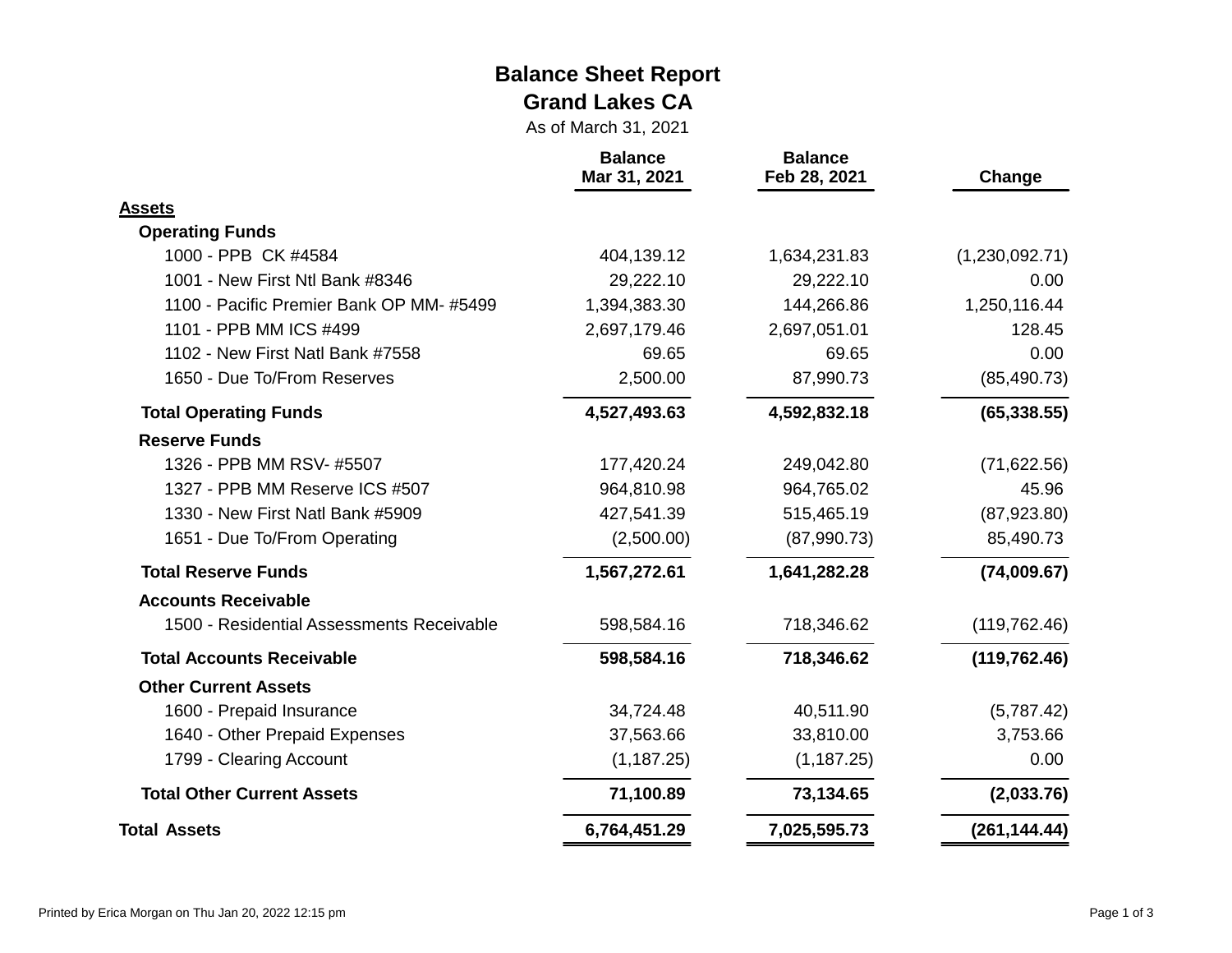# Balance Sheet Report

## Grand Lakes CA

As of March 31, 2021

| | Balance Mar 31, 2021 | Balance Feb 28, 2021 | Change |
|---|---|---|---|
| **Assets** | | | |
| **Operating Funds** | | | |
| 1000 - PPB CK #4584 | 404,139.12 | 1,634,231.83 | (1,230,092.71) |
| 1001 - New First Ntl Bank #8346 | 29,222.10 | 29,222.10 | 0.00 |
| 1100 - Pacific Premier Bank OP MM- #5499 | 1,394,383.30 | 144,266.86 | 1,250,116.44 |
| 1101 - PPB MM ICS #499 | 2,697,179.46 | 2,697,051.01 | 128.45 |
| 1102 - New First Natl Bank #7558 | 69.65 | 69.65 | 0.00 |
| 1650 - Due To/From Reserves | 2,500.00 | 87,990.73 | (85,490.73) |
| **Total Operating Funds** | **4,527,493.63** | **4,592,832.18** | **(65,338.55)** |
| **Reserve Funds** | | | |
| 1326 - PPB MM RSV- #5507 | 177,420.24 | 249,042.80 | (71,622.56) |
| 1327 - PPB MM Reserve ICS #507 | 964,810.98 | 964,765.02 | 45.96 |
| 1330 - New First Natl Bank #5909 | 427,541.39 | 515,465.19 | (87,923.80) |
| 1651 - Due To/From Operating | (2,500.00) | (87,990.73) | 85,490.73 |
| **Total Reserve Funds** | **1,567,272.61** | **1,641,282.28** | **(74,009.67)** |
| **Accounts Receivable** | | | |
| 1500 - Residential Assessments Receivable | 598,584.16 | 718,346.62 | (119,762.46) |
| **Total Accounts Receivable** | **598,584.16** | **718,346.62** | **(119,762.46)** |
| **Other Current Assets** | | | |
| 1600 - Prepaid Insurance | 34,724.48 | 40,511.90 | (5,787.42) |
| 1640 - Other Prepaid Expenses | 37,563.66 | 33,810.00 | 3,753.66 |
| 1799 - Clearing Account | (1,187.25) | (1,187.25) | 0.00 |
| **Total Other Current Assets** | **71,100.89** | **73,134.65** | **(2,033.76)** |
| **Total Assets** | **6,764,451.29** | **7,025,595.73** | **(261,144.44)** |

Printed by Erica Morgan on Thu Jan 20, 2022 12:15 pm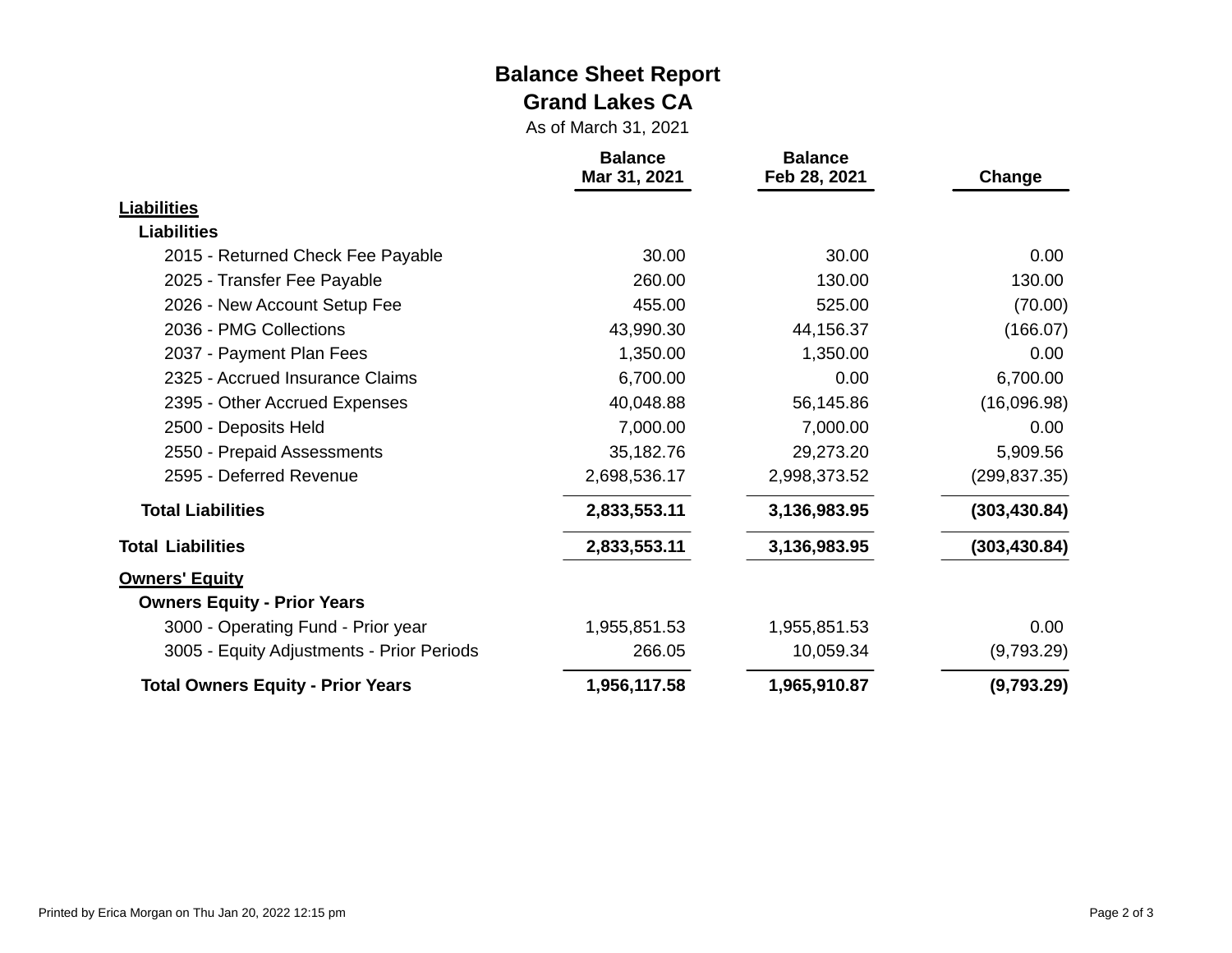# Balance Sheet Report

## Grand Lakes CA

As of March 31, 2021

| | Balance Mar 31, 2021 | Balance Feb 28, 2021 | Change |
|---|---|---|---|
| **Liabilities** | | | |
| **Liabilities** | | | |
| 2015 - Returned Check Fee Payable | 30.00 | 30.00 | 0.00 |
| 2025 - Transfer Fee Payable | 260.00 | 130.00 | 130.00 |
| 2026 - New Account Setup Fee | 455.00 | 525.00 | (70.00) |
| 2036 - PMG Collections | 43,990.30 | 44,156.37 | (166.07) |
| 2037 - Payment Plan Fees | 1,350.00 | 1,350.00 | 0.00 |
| 2325 - Accrued Insurance Claims | 6,700.00 | 0.00 | 6,700.00 |
| 2395 - Other Accrued Expenses | 40,048.88 | 56,145.86 | (16,096.98) |
| 2500 - Deposits Held | 7,000.00 | 7,000.00 | 0.00 |
| 2550 - Prepaid Assessments | 35,182.76 | 29,273.20 | 5,909.56 |
| 2595 - Deferred Revenue | 2,698,536.17 | 2,998,373.52 | (299,837.35) |
| **Total Liabilities** | **2,833,553.11** | **3,136,983.95** | **(303,430.84)** |
| **Total Liabilities** | **2,833,553.11** | **3,136,983.95** | **(303,430.84)** |
| **Owners' Equity** | | | |
| **Owners Equity - Prior Years** | | | |
| 3000 - Operating Fund - Prior year | 1,955,851.53 | 1,955,851.53 | 0.00 |
| 3005 - Equity Adjustments - Prior Periods | 266.05 | 10,059.34 | (9,793.29) |
| **Total Owners Equity - Prior Years** | **1,956,117.58** | **1,965,910.87** | **(9,793.29)** |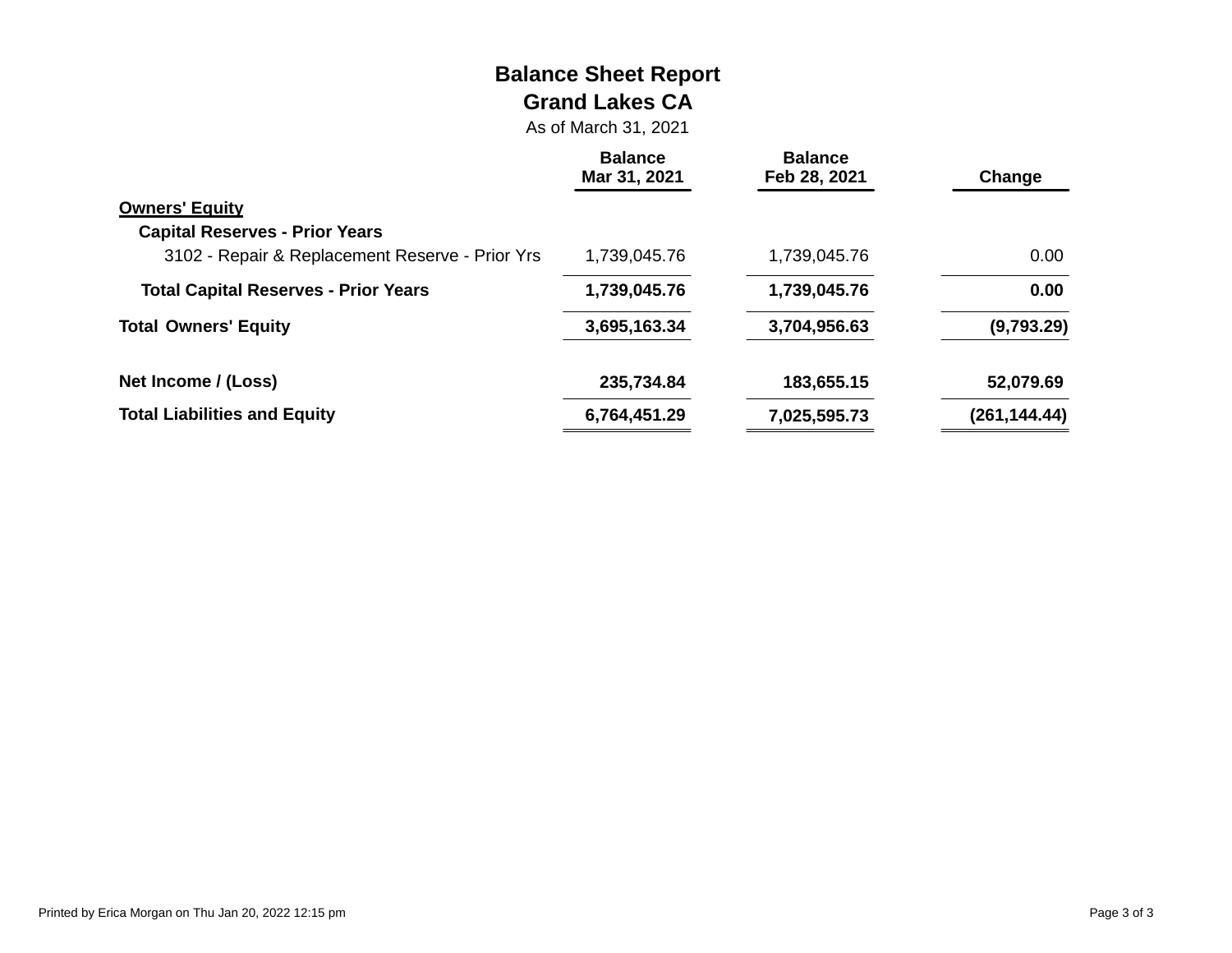# Balance Sheet Report

## Grand Lakes CA

As of March 31, 2021

| | Balance Mar 31, 2021 | Balance Feb 28, 2021 | Change |
|---|---|---|---|
| **Owners' Equity** | | | |
| **Capital Reserves - Prior Years** | | | |
| 3102 - Repair & Replacement Reserve - Prior Yrs | 1,739,045.76 | 1,739,045.76 | 0.00 |
| **Total Capital Reserves - Prior Years** | **1,739,045.76** | **1,739,045.76** | **0.00** |
| **Total Owners' Equity** | **3,695,163.34** | **3,704,956.63** | **(9,793.29)** |
| **Net Income / (Loss)** | **235,734.84** | **183,655.15** | **52,079.69** |
| **Total Liabilities and Equity** | **6,764,451.29** | **7,025,595.73** | **(261,144.44)** |

Printed by Erica Morgan on Thu Jan 20, 2022 12:15 pm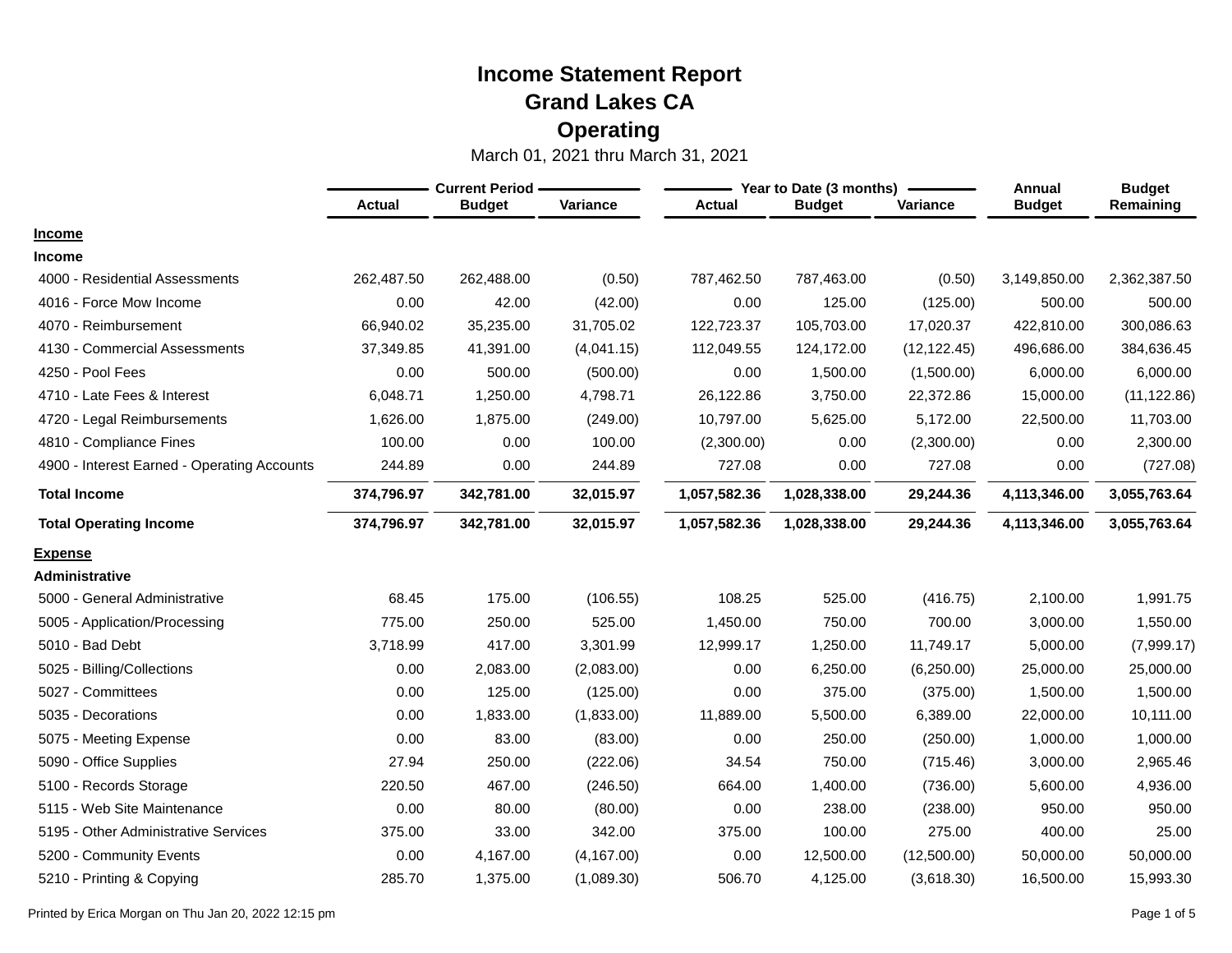# Income Statement Report
## Grand Lakes CA
## Operating

March 01, 2021 thru March 31, 2021

| | Current Period | | | Year to Date (3 months) | | | Annual | Budget |
|---|---|---|---|---|---|---|---|---|
| | Actual | Budget | Variance | Actual | Budget | Variance | Budget | Remaining |
| **Income** | | | | | | | | |
| **Income** | | | | | | | | |
| 4000 - Residential Assessments | 262,487.50 | 262,488.00 | (0.50) | 787,462.50 | 787,463.00 | (0.50) | 3,149,850.00 | 2,362,387.50 |
| 4016 - Force Mow Income | 0.00 | 42.00 | (42.00) | 0.00 | 125.00 | (125.00) | 500.00 | 500.00 |
| 4070 - Reimbursement | 66,940.02 | 35,235.00 | 31,705.02 | 122,723.37 | 105,703.00 | 17,020.37 | 422,810.00 | 300,086.63 |
| 4130 - Commercial Assessments | 37,349.85 | 41,391.00 | (4,041.15) | 112,049.55 | 124,172.00 | (12,122.45) | 496,686.00 | 384,636.45 |
| 4250 - Pool Fees | 0.00 | 500.00 | (500.00) | 0.00 | 1,500.00 | (1,500.00) | 6,000.00 | 6,000.00 |
| 4710 - Late Fees & Interest | 6,048.71 | 1,250.00 | 4,798.71 | 26,122.86 | 3,750.00 | 22,372.86 | 15,000.00 | (11,122.86) |
| 4720 - Legal Reimbursements | 1,626.00 | 1,875.00 | (249.00) | 10,797.00 | 5,625.00 | 5,172.00 | 22,500.00 | 11,703.00 |
| 4810 - Compliance Fines | 100.00 | 0.00 | 100.00 | (2,300.00) | 0.00 | (2,300.00) | 0.00 | 2,300.00 |
| 4900 - Interest Earned - Operating Accounts | 244.89 | 0.00 | 244.89 | 727.08 | 0.00 | 727.08 | 0.00 | (727.08) |
| **Total Income** | **374,796.97** | **342,781.00** | **32,015.97** | **1,057,582.36** | **1,028,338.00** | **29,244.36** | **4,113,346.00** | **3,055,763.64** |
| **Total Operating Income** | **374,796.97** | **342,781.00** | **32,015.97** | **1,057,582.36** | **1,028,338.00** | **29,244.36** | **4,113,346.00** | **3,055,763.64** |
| **Expense** | | | | | | | | |
| **Administrative** | | | | | | | | |
| 5000 - General Administrative | 68.45 | 175.00 | (106.55) | 108.25 | 525.00 | (416.75) | 2,100.00 | 1,991.75 |
| 5005 - Application/Processing | 775.00 | 250.00 | 525.00 | 1,450.00 | 750.00 | 700.00 | 3,000.00 | 1,550.00 |
| 5010 - Bad Debt | 3,718.99 | 417.00 | 3,301.99 | 12,999.17 | 1,250.00 | 11,749.17 | 5,000.00 | (7,999.17) |
| 5025 - Billing/Collections | 0.00 | 2,083.00 | (2,083.00) | 0.00 | 6,250.00 | (6,250.00) | 25,000.00 | 25,000.00 |
| 5027 - Committees | 0.00 | 125.00 | (125.00) | 0.00 | 375.00 | (375.00) | 1,500.00 | 1,500.00 |
| 5035 - Decorations | 0.00 | 1,833.00 | (1,833.00) | 11,889.00 | 5,500.00 | 6,389.00 | 22,000.00 | 10,111.00 |
| 5075 - Meeting Expense | 0.00 | 83.00 | (83.00) | 0.00 | 250.00 | (250.00) | 1,000.00 | 1,000.00 |
| 5090 - Office Supplies | 27.94 | 250.00 | (222.06) | 34.54 | 750.00 | (715.46) | 3,000.00 | 2,965.46 |
| 5100 - Records Storage | 220.50 | 467.00 | (246.50) | 664.00 | 1,400.00 | (736.00) | 5,600.00 | 4,936.00 |
| 5115 - Web Site Maintenance | 0.00 | 80.00 | (80.00) | 0.00 | 238.00 | (238.00) | 950.00 | 950.00 |
| 5195 - Other Administrative Services | 375.00 | 33.00 | 342.00 | 375.00 | 100.00 | 275.00 | 400.00 | 25.00 |
| 5200 - Community Events | 0.00 | 4,167.00 | (4,167.00) | 0.00 | 12,500.00 | (12,500.00) | 50,000.00 | 50,000.00 |
| 5210 - Printing & Copying | 285.70 | 1,375.00 | (1,089.30) | 506.70 | 4,125.00 | (3,618.30) | 16,500.00 | 15,993.30 |

Printed by Erica Morgan on Thu Jan 20, 2022 12:15 pm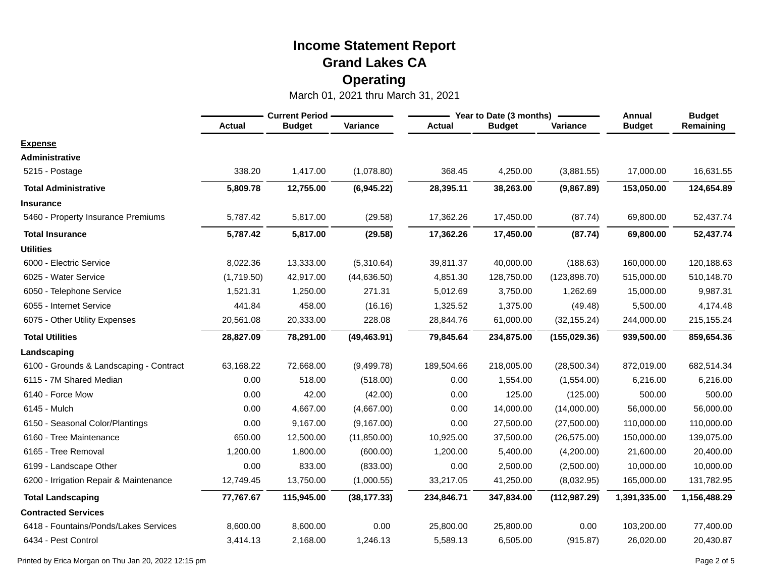# Income Statement Report
## Grand Lakes CA
## Operating

March 01, 2021 thru March 31, 2021

| | Current Period | | | Year to Date (3 months) | | | Annual | Budget |
|---|---|---|---|---|---|---|---|---|
| | Actual | Budget | Variance | Actual | Budget | Variance | Budget | Remaining |
| **Expense** | | | | | | | | |
| **Administrative** | | | | | | | | |
| 5215 - Postage | 338.20 | 1,417.00 | (1,078.80) | 368.45 | 4,250.00 | (3,881.55) | 17,000.00 | 16,631.55 |
| **Total Administrative** | **5,809.78** | **12,755.00** | **(6,945.22)** | **28,395.11** | **38,263.00** | **(9,867.89)** | **153,050.00** | **124,654.89** |
| **Insurance** | | | | | | | | |
| 5460 - Property Insurance Premiums | 5,787.42 | 5,817.00 | (29.58) | 17,362.26 | 17,450.00 | (87.74) | 69,800.00 | 52,437.74 |
| **Total Insurance** | **5,787.42** | **5,817.00** | **(29.58)** | **17,362.26** | **17,450.00** | **(87.74)** | **69,800.00** | **52,437.74** |
| **Utilities** | | | | | | | | |
| 6000 - Electric Service | 8,022.36 | 13,333.00 | (5,310.64) | 39,811.37 | 40,000.00 | (188.63) | 160,000.00 | 120,188.63 |
| 6025 - Water Service | (1,719.50) | 42,917.00 | (44,636.50) | 4,851.30 | 128,750.00 | (123,898.70) | 515,000.00 | 510,148.70 |
| 6050 - Telephone Service | 1,521.31 | 1,250.00 | 271.31 | 5,012.69 | 3,750.00 | 1,262.69 | 15,000.00 | 9,987.31 |
| 6055 - Internet Service | 441.84 | 458.00 | (16.16) | 1,325.52 | 1,375.00 | (49.48) | 5,500.00 | 4,174.48 |
| 6075 - Other Utility Expenses | 20,561.08 | 20,333.00 | 228.08 | 28,844.76 | 61,000.00 | (32,155.24) | 244,000.00 | 215,155.24 |
| **Total Utilities** | **28,827.09** | **78,291.00** | **(49,463.91)** | **79,845.64** | **234,875.00** | **(155,029.36)** | **939,500.00** | **859,654.36** |
| **Landscaping** | | | | | | | | |
| 6100 - Grounds & Landscaping - Contract | 63,168.22 | 72,668.00 | (9,499.78) | 189,504.66 | 218,005.00 | (28,500.34) | 872,019.00 | 682,514.34 |
| 6115 - 7M Shared Median | 0.00 | 518.00 | (518.00) | 0.00 | 1,554.00 | (1,554.00) | 6,216.00 | 6,216.00 |
| 6140 - Force Mow | 0.00 | 42.00 | (42.00) | 0.00 | 125.00 | (125.00) | 500.00 | 500.00 |
| 6145 - Mulch | 0.00 | 4,667.00 | (4,667.00) | 0.00 | 14,000.00 | (14,000.00) | 56,000.00 | 56,000.00 |
| 6150 - Seasonal Color/Plantings | 0.00 | 9,167.00 | (9,167.00) | 0.00 | 27,500.00 | (27,500.00) | 110,000.00 | 110,000.00 |
| 6160 - Tree Maintenance | 650.00 | 12,500.00 | (11,850.00) | 10,925.00 | 37,500.00 | (26,575.00) | 150,000.00 | 139,075.00 |
| 6165 - Tree Removal | 1,200.00 | 1,800.00 | (600.00) | 1,200.00 | 5,400.00 | (4,200.00) | 21,600.00 | 20,400.00 |
| 6199 - Landscape Other | 0.00 | 833.00 | (833.00) | 0.00 | 2,500.00 | (2,500.00) | 10,000.00 | 10,000.00 |
| 6200 - Irrigation Repair & Maintenance | 12,749.45 | 13,750.00 | (1,000.55) | 33,217.05 | 41,250.00 | (8,032.95) | 165,000.00 | 131,782.95 |
| **Total Landscaping** | **77,767.67** | **115,945.00** | **(38,177.33)** | **234,846.71** | **347,834.00** | **(112,987.29)** | **1,391,335.00** | **1,156,488.29** |
| **Contracted Services** | | | | | | | | |
| 6418 - Fountains/Ponds/Lakes Services | 8,600.00 | 8,600.00 | 0.00 | 25,800.00 | 25,800.00 | 0.00 | 103,200.00 | 77,400.00 |
| 6434 - Pest Control | 3,414.13 | 2,168.00 | 1,246.13 | 5,589.13 | 6,505.00 | (915.87) | 26,020.00 | 20,430.87 |

Printed by Erica Morgan on Thu Jan 20, 2022 12:15 pm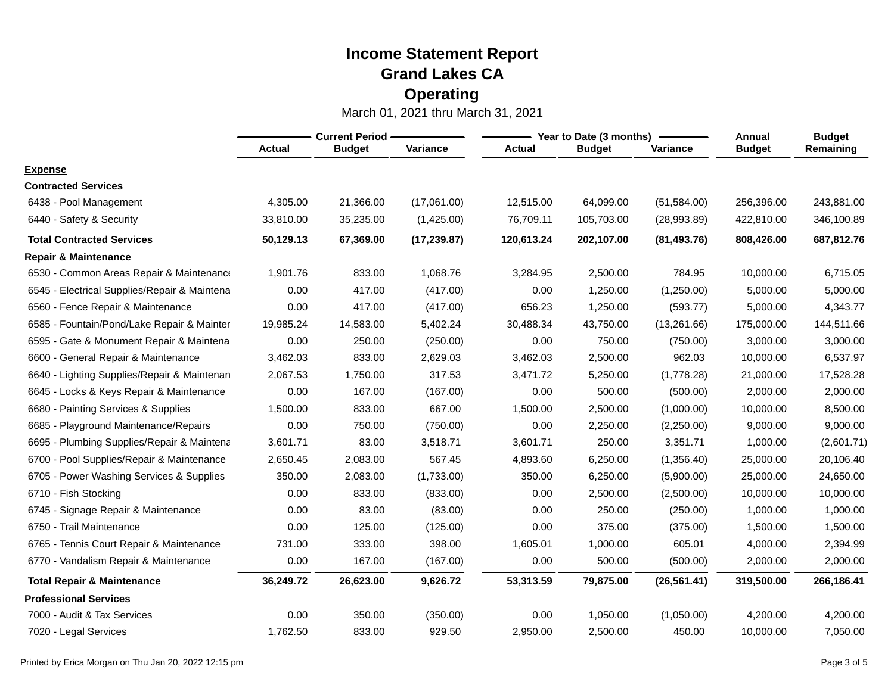# Income Statement Report
## Grand Lakes CA
## Operating

March 01, 2021 thru March 31, 2021

| | Current Period | | | Year to Date (3 months) | | | Annual | Budget |
|---|---|---|---|---|---|---|---|---|
| | **Actual** | **Budget** | **Variance** | **Actual** | **Budget** | **Variance** | **Budget** | **Remaining** |
| **Expense** | | | | | | | | |
| **Contracted Services** | | | | | | | | |
| 6438 - Pool Management | 4,305.00 | 21,366.00 | (17,061.00) | 12,515.00 | 64,099.00 | (51,584.00) | 256,396.00 | 243,881.00 |
| 6440 - Safety & Security | 33,810.00 | 35,235.00 | (1,425.00) | 76,709.11 | 105,703.00 | (28,993.89) | 422,810.00 | 346,100.89 |
| **Total Contracted Services** | **50,129.13** | **67,369.00** | **(17,239.87)** | **120,613.24** | **202,107.00** | **(81,493.76)** | **808,426.00** | **687,812.76** |
| **Repair & Maintenance** | | | | | | | | |
| 6530 - Common Areas Repair & Maintenance | 1,901.76 | 833.00 | 1,068.76 | 3,284.95 | 2,500.00 | 784.95 | 10,000.00 | 6,715.05 |
| 6545 - Electrical Supplies/Repair & Maintena | 0.00 | 417.00 | (417.00) | 0.00 | 1,250.00 | (1,250.00) | 5,000.00 | 5,000.00 |
| 6560 - Fence Repair & Maintenance | 0.00 | 417.00 | (417.00) | 656.23 | 1,250.00 | (593.77) | 5,000.00 | 4,343.77 |
| 6585 - Fountain/Pond/Lake Repair & Mainter | 19,985.24 | 14,583.00 | 5,402.24 | 30,488.34 | 43,750.00 | (13,261.66) | 175,000.00 | 144,511.66 |
| 6595 - Gate & Monument Repair & Maintena | 0.00 | 250.00 | (250.00) | 0.00 | 750.00 | (750.00) | 3,000.00 | 3,000.00 |
| 6600 - General Repair & Maintenance | 3,462.03 | 833.00 | 2,629.03 | 3,462.03 | 2,500.00 | 962.03 | 10,000.00 | 6,537.97 |
| 6640 - Lighting Supplies/Repair & Maintenan | 2,067.53 | 1,750.00 | 317.53 | 3,471.72 | 5,250.00 | (1,778.28) | 21,000.00 | 17,528.28 |
| 6645 - Locks & Keys Repair & Maintenance | 0.00 | 167.00 | (167.00) | 0.00 | 500.00 | (500.00) | 2,000.00 | 2,000.00 |
| 6680 - Painting Services & Supplies | 1,500.00 | 833.00 | 667.00 | 1,500.00 | 2,500.00 | (1,000.00) | 10,000.00 | 8,500.00 |
| 6685 - Playground Maintenance/Repairs | 0.00 | 750.00 | (750.00) | 0.00 | 2,250.00 | (2,250.00) | 9,000.00 | 9,000.00 |
| 6695 - Plumbing Supplies/Repair & Maintena | 3,601.71 | 83.00 | 3,518.71 | 3,601.71 | 250.00 | 3,351.71 | 1,000.00 | (2,601.71) |
| 6700 - Pool Supplies/Repair & Maintenance | 2,650.45 | 2,083.00 | 567.45 | 4,893.60 | 6,250.00 | (1,356.40) | 25,000.00 | 20,106.40 |
| 6705 - Power Washing Services & Supplies | 350.00 | 2,083.00 | (1,733.00) | 350.00 | 6,250.00 | (5,900.00) | 25,000.00 | 24,650.00 |
| 6710 - Fish Stocking | 0.00 | 833.00 | (833.00) | 0.00 | 2,500.00 | (2,500.00) | 10,000.00 | 10,000.00 |
| 6745 - Signage Repair & Maintenance | 0.00 | 83.00 | (83.00) | 0.00 | 250.00 | (250.00) | 1,000.00 | 1,000.00 |
| 6750 - Trail Maintenance | 0.00 | 125.00 | (125.00) | 0.00 | 375.00 | (375.00) | 1,500.00 | 1,500.00 |
| 6765 - Tennis Court Repair & Maintenance | 731.00 | 333.00 | 398.00 | 1,605.01 | 1,000.00 | 605.01 | 4,000.00 | 2,394.99 |
| 6770 - Vandalism Repair & Maintenance | 0.00 | 167.00 | (167.00) | 0.00 | 500.00 | (500.00) | 2,000.00 | 2,000.00 |
| **Total Repair & Maintenance** | **36,249.72** | **26,623.00** | **9,626.72** | **53,313.59** | **79,875.00** | **(26,561.41)** | **319,500.00** | **266,186.41** |
| **Professional Services** | | | | | | | | |
| 7000 - Audit & Tax Services | 0.00 | 350.00 | (350.00) | 0.00 | 1,050.00 | (1,050.00) | 4,200.00 | 4,200.00 |
| 7020 - Legal Services | 1,762.50 | 833.00 | 929.50 | 2,950.00 | 2,500.00 | 450.00 | 10,000.00 | 7,050.00 |

Printed by Erica Morgan on Thu Jan 20, 2022 12:15 pm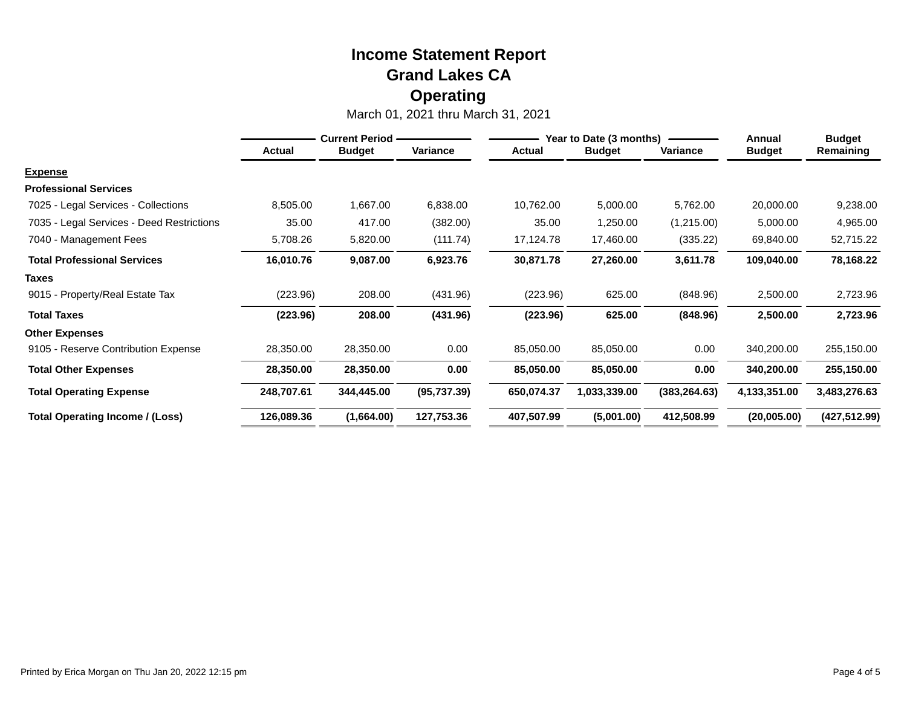# Income Statement Report
## Grand Lakes CA
## Operating

March 01, 2021 thru March 31, 2021

| | Current Period | | | Year to Date (3 months) | | | Annual | Budget |
|---|---|---|---|---|---|---|---|---|
| | Actual | Budget | Variance | Actual | Budget | Variance | Budget | Remaining |
| **Expense** | | | | | | | | |
| **Professional Services** | | | | | | | | |
| 7025 - Legal Services - Collections | 8,505.00 | 1,667.00 | 6,838.00 | 10,762.00 | 5,000.00 | 5,762.00 | 20,000.00 | 9,238.00 |
| 7035 - Legal Services - Deed Restrictions | 35.00 | 417.00 | (382.00) | 35.00 | 1,250.00 | (1,215.00) | 5,000.00 | 4,965.00 |
| 7040 - Management Fees | 5,708.26 | 5,820.00 | (111.74) | 17,124.78 | 17,460.00 | (335.22) | 69,840.00 | 52,715.22 |
| **Total Professional Services** | **16,010.76** | **9,087.00** | **6,923.76** | **30,871.78** | **27,260.00** | **3,611.78** | **109,040.00** | **78,168.22** |
| **Taxes** | | | | | | | | |
| 9015 - Property/Real Estate Tax | (223.96) | 208.00 | (431.96) | (223.96) | 625.00 | (848.96) | 2,500.00 | 2,723.96 |
| **Total Taxes** | **(223.96)** | **208.00** | **(431.96)** | **(223.96)** | **625.00** | **(848.96)** | **2,500.00** | **2,723.96** |
| **Other Expenses** | | | | | | | | |
| 9105 - Reserve Contribution Expense | 28,350.00 | 28,350.00 | 0.00 | 85,050.00 | 85,050.00 | 0.00 | 340,200.00 | 255,150.00 |
| **Total Other Expenses** | **28,350.00** | **28,350.00** | **0.00** | **85,050.00** | **85,050.00** | **0.00** | **340,200.00** | **255,150.00** |
| **Total Operating Expense** | **248,707.61** | **344,445.00** | **(95,737.39)** | **650,074.37** | **1,033,339.00** | **(383,264.63)** | **4,133,351.00** | **3,483,276.63** |
| **Total Operating Income / (Loss)** | **126,089.36** | **(1,664.00)** | **127,753.36** | **407,507.99** | **(5,001.00)** | **412,508.99** | **(20,005.00)** | **(427,512.99)** |

Printed by Erica Morgan on Thu Jan 20, 2022 12:15 pm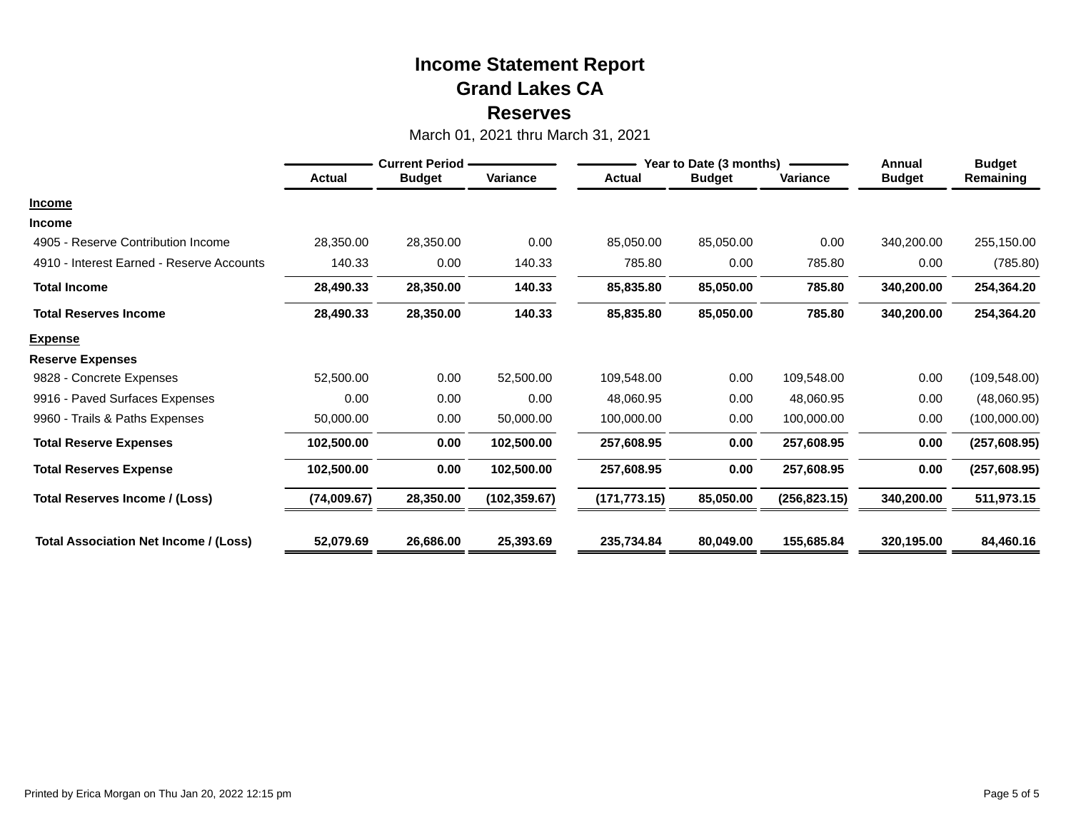# Income Statement Report
## Grand Lakes CA
## Reserves

March 01, 2021 thru March 31, 2021

| | Current Period | | | Year to Date (3 months) | | | Annual | Budget |
|---|---|---|---|---|---|---|---|---|
| | Actual | Budget | Variance | Actual | Budget | Variance | Budget | Remaining |
| **Income** | | | | | | | | |
| **Income** | | | | | | | | |
| 4905 - Reserve Contribution Income | 28,350.00 | 28,350.00 | 0.00 | 85,050.00 | 85,050.00 | 0.00 | 340,200.00 | 255,150.00 |
| 4910 - Interest Earned - Reserve Accounts | 140.33 | 0.00 | 140.33 | 785.80 | 0.00 | 785.80 | 0.00 | (785.80) |
| **Total Income** | **28,490.33** | **28,350.00** | **140.33** | **85,835.80** | **85,050.00** | **785.80** | **340,200.00** | **254,364.20** |
| **Total Reserves Income** | **28,490.33** | **28,350.00** | **140.33** | **85,835.80** | **85,050.00** | **785.80** | **340,200.00** | **254,364.20** |
| **Expense** | | | | | | | | |
| **Reserve Expenses** | | | | | | | | |
| 9828 - Concrete Expenses | 52,500.00 | 0.00 | 52,500.00 | 109,548.00 | 0.00 | 109,548.00 | 0.00 | (109,548.00) |
| 9916 - Paved Surfaces Expenses | 0.00 | 0.00 | 0.00 | 48,060.95 | 0.00 | 48,060.95 | 0.00 | (48,060.95) |
| 9960 - Trails & Paths Expenses | 50,000.00 | 0.00 | 50,000.00 | 100,000.00 | 0.00 | 100,000.00 | 0.00 | (100,000.00) |
| **Total Reserve Expenses** | **102,500.00** | **0.00** | **102,500.00** | **257,608.95** | **0.00** | **257,608.95** | **0.00** | **(257,608.95)** |
| **Total Reserves Expense** | **102,500.00** | **0.00** | **102,500.00** | **257,608.95** | **0.00** | **257,608.95** | **0.00** | **(257,608.95)** |
| **Total Reserves Income / (Loss)** | **(74,009.67)** | **28,350.00** | **(102,359.67)** | **(171,773.15)** | **85,050.00** | **(256,823.15)** | **340,200.00** | **511,973.15** |
| **Total Association Net Income / (Loss)** | **52,079.69** | **26,686.00** | **25,393.69** | **235,734.84** | **80,049.00** | **155,685.84** | **320,195.00** | **84,460.16** |

Printed by Erica Morgan on Thu Jan 20, 2022 12:15 pm